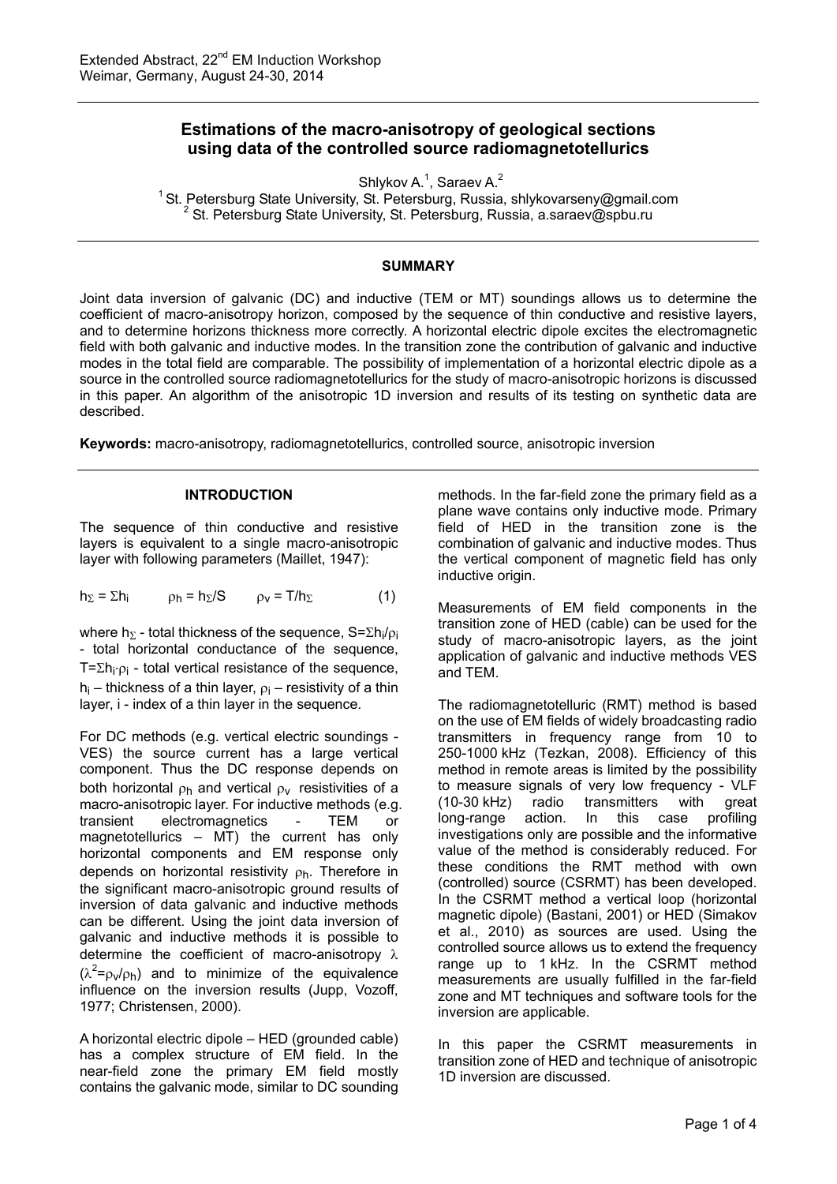# Estimations of the macro-anisotropy of geological sections using data of the controlled source radiomagnetotellurics

Shlykov A.[1], Saraev A.[2]

[1] St. Petersburg State University, St. Petersburg, Russia, shlykovarseny@gmail.com
[2] St. Petersburg State University, St. Petersburg, Russia, a.saraev@spbu.ru

## SUMMARY

Joint data inversion of galvanic (DC) and inductive (TEM or MT) soundings allows us to determine the coefficient of macro-anisotropy horizon, composed by the sequence of thin conductive and resistive layers, and to determine horizons thickness more correctly. A horizontal electric dipole excites the electromagnetic field with both galvanic and inductive modes. In the transition zone the contribution of galvanic and inductive modes in the total field are comparable. The possibility of implementation of a horizontal electric dipole as a source in the controlled source radiomagnetotellurics for the study of macro-anisotropic horizons is discussed in this paper. An algorithm of the anisotropic 1D inversion and results of its testing on synthetic data are described.

**Keywords:** macro-anisotropy, radiomagnetotellurics, controlled source, anisotropic inversion

## INTRODUCTION

The sequence of thin conductive and resistive layers is equivalent to a single macro-anisotropic layer with following parameters (Maillet, 1947):

$$h_\Sigma = \Sigma h_i \qquad \rho_h = h_\Sigma / S \qquad \rho_v = T / h_\Sigma \qquad (1)$$

where $h_\Sigma$ - total thickness of the sequence, $S = \Sigma h_i/\rho_i$ - total horizontal conductance of the sequence, $T = \Sigma h_i \cdot \rho_i$ - total vertical resistance of the sequence, $h_i$ – thickness of a thin layer, $\rho_i$ – resistivity of a thin layer, i - index of a thin layer in the sequence.

For DC methods (e.g. vertical electric soundings - VES) the source current has a large vertical component. Thus the DC response depends on both horizontal $\rho_h$ and vertical $\rho_v$ resistivities of a macro-anisotropic layer. For inductive methods (e.g. transient electromagnetics - TEM or magnetotellurics – MT) the current has only horizontal components and EM response only depends on horizontal resistivity $\rho_h$. Therefore in the significant macro-anisotropic ground results of inversion of data galvanic and inductive methods can be different. Using the joint data inversion of galvanic and inductive methods it is possible to determine the coefficient of macro-anisotropy $\lambda$ ($\lambda^2 = \rho_v/\rho_h$) and to minimize of the equivalence influence on the inversion results (Jupp, Vozoff, 1977; Christensen, 2000).

A horizontal electric dipole – HED (grounded cable) has a complex structure of EM field. In the near-field zone the primary EM field mostly contains the galvanic mode, similar to DC sounding methods. In the far-field zone the primary field as a plane wave contains only inductive mode. Primary field of HED in the transition zone is the combination of galvanic and inductive modes. Thus the vertical component of magnetic field has only inductive origin.

Measurements of EM field components in the transition zone of HED (cable) can be used for the study of macro-anisotropic layers, as the joint application of galvanic and inductive methods VES and TEM.

The radiomagnetotelluric (RMT) method is based on the use of EM fields of widely broadcasting radio transmitters in frequency range from 10 to 250-1000 kHz (Tezkan, 2008). Efficiency of this method in remote areas is limited by the possibility to measure signals of very low frequency - VLF (10-30 kHz) radio transmitters with great long-range action. In this case profiling investigations only are possible and the informative value of the method is considerably reduced. For these conditions the RMT method with own (controlled) source (CSRMT) has been developed. In the CSRMT method a vertical loop (horizontal magnetic dipole) (Bastani, 2001) or HED (Simakov et al., 2010) as sources are used. Using the controlled source allows us to extend the frequency range up to 1 kHz. In the CSRMT method measurements are usually fulfilled in the far-field zone and MT techniques and software tools for the inversion are applicable.

In this paper the CSRMT measurements in transition zone of HED and technique of anisotropic 1D inversion are discussed.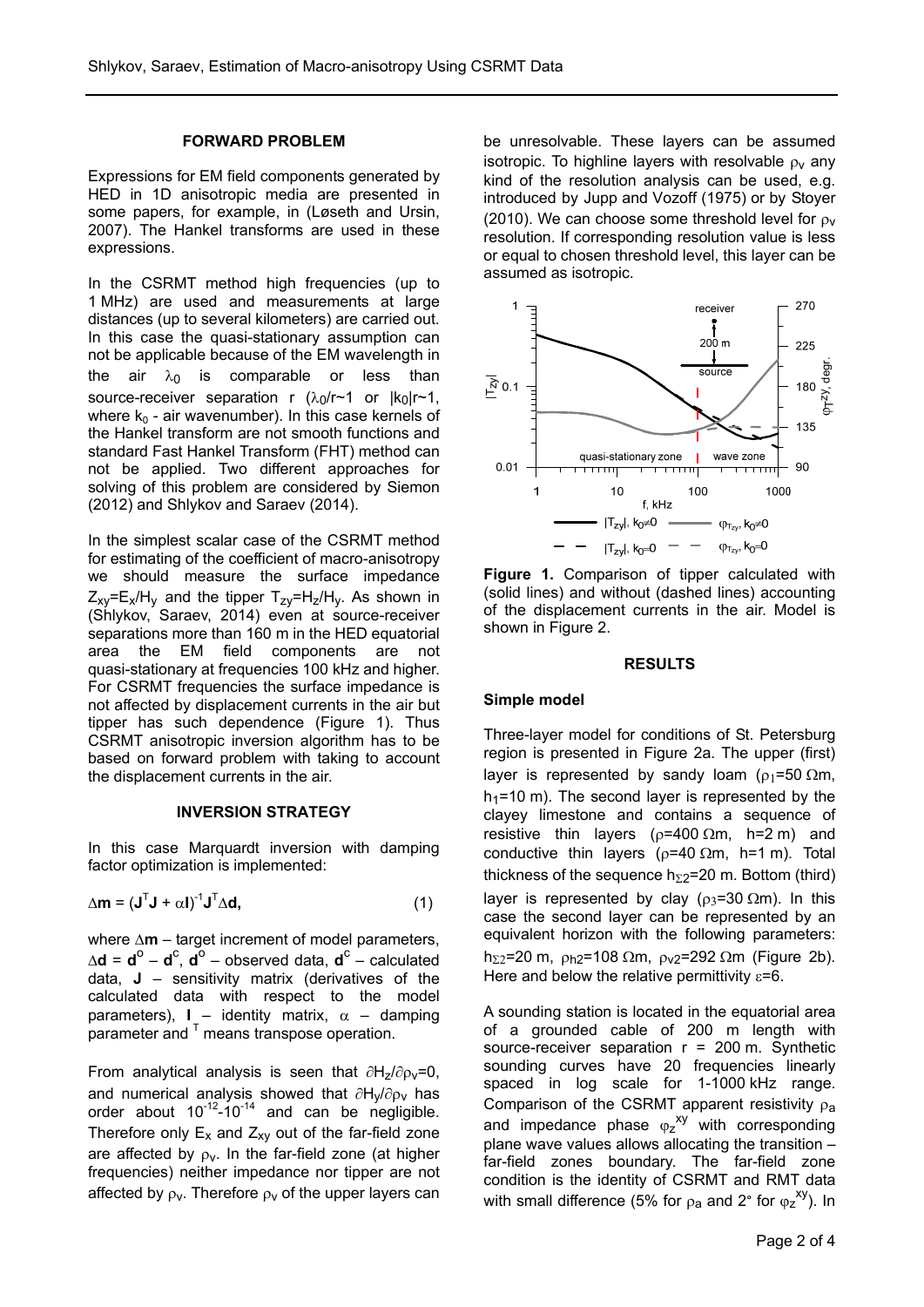## FORWARD PROBLEM

Expressions for EM field components generated by HED in 1D anisotropic media are presented in some papers, for example, in (Løseth and Ursin, 2007). The Hankel transforms are used in these expressions.

In the CSRMT method high frequencies (up to 1 MHz) are used and measurements at large distances (up to several kilometers) are carried out. In this case the quasi-stationary assumption can not be applicable because of the EM wavelength in the air $\lambda_0$ is comparable or less than source-receiver separation r ($\lambda_0/r\sim1$ or $|k_0|r\sim1$, where $k_0$ - air wavenumber). In this case kernels of the Hankel transform are not smooth functions and standard Fast Hankel Transform (FHT) method can not be applied. Two different approaches for solving of this problem are considered by Siemon (2012) and Shlykov and Saraev (2014).

In the simplest scalar case of the CSRMT method for estimating of the coefficient of macro-anisotropy we should measure the surface impedance $Z_{xy}=E_x/H_y$ and the tipper $T_{zy}=H_z/H_y$. As shown in (Shlykov, Saraev, 2014) even at source-receiver separations more than 160 m in the HED equatorial area the EM field components are not quasi-stationary at frequencies 100 kHz and higher. For CSRMT frequencies the surface impedance is not affected by displacement currents in the air but tipper has such dependence (Figure 1). Thus CSRMT anisotropic inversion algorithm has to be based on forward problem with taking to account the displacement currents in the air.

## INVERSION STRATEGY

In this case Marquardt inversion with damping factor optimization is implemented:

$$\Delta\mathbf{m} = (\mathbf{J}^T\mathbf{J} + \alpha\mathbf{I})^{-1}\mathbf{J}^T\Delta\mathbf{d}, \qquad (1)$$

where $\Delta\mathbf{m}$ – target increment of model parameters, $\Delta\mathbf{d} = \mathbf{d}^o - \mathbf{d}^c$, $\mathbf{d}^o$ – observed data, $\mathbf{d}^c$ – calculated data, $\mathbf{J}$ – sensitivity matrix (derivatives of the calculated data with respect to the model parameters), $\mathbf{I}$ – identity matrix, $\alpha$ – damping parameter and $^T$ means transpose operation.

From analytical analysis is seen that $\partial H_z/\partial\rho_v=0$, and numerical analysis showed that $\partial H_y/\partial\rho_v$ has order about $10^{-12}$-$10^{-14}$ and can be negligible. Therefore only $E_x$ and $Z_{xy}$ out of the far-field zone are affected by $\rho_v$. In the far-field zone (at higher frequencies) neither impedance nor tipper are not affected by $\rho_v$. Therefore $\rho_v$ of the upper layers can be unresolvable. These layers can be assumed isotropic. To highline layers with resolvable $\rho_v$ any kind of the resolution analysis can be used, e.g. introduced by Jupp and Vozoff (1975) or by Stoyer (2010). We can choose some threshold level for $\rho_v$ resolution. If corresponding resolution value is less or equal to chosen threshold level, this layer can be assumed as isotropic.

**Figure 1.** Comparison of tipper calculated with (solid lines) and without (dashed lines) accounting of the displacement currents in the air. Model is shown in Figure 2.

## RESULTS

### Simple model

Three-layer model for conditions of St. Petersburg region is presented in Figure 2a. The upper (first) layer is represented by sandy loam ($\rho_1$=50 Ωm, $h_1$=10 m). The second layer is represented by the clayey limestone and contains a sequence of resistive thin layers ($\rho$=400 Ωm, h=2 m) and conductive thin layers ($\rho$=40 Ωm, h=1 m). Total thickness of the sequence $h_{\Sigma2}$=20 m. Bottom (third) layer is represented by clay ($\rho_3$=30 Ωm). In this case the second layer can be represented by an equivalent horizon with the following parameters: $h_{\Sigma2}$=20 m, $\rho_{h2}$=108 Ωm, $\rho_{v2}$=292 Ωm (Figure 2b). Here and below the relative permittivity $\varepsilon$=6.

A sounding station is located in the equatorial area of a grounded cable of 200 m length with source-receiver separation r = 200 m. Synthetic sounding curves have 20 frequencies linearly spaced in log scale for 1-1000 kHz range. Comparison of the CSRMT apparent resistivity $\rho_a$ and impedance phase $\varphi_z^{xy}$ with corresponding plane wave values allows allocating the transition – far-field zones boundary. The far-field zone condition is the identity of CSRMT and RMT data with small difference (5% for $\rho_a$ and 2° for $\varphi_z^{xy}$). In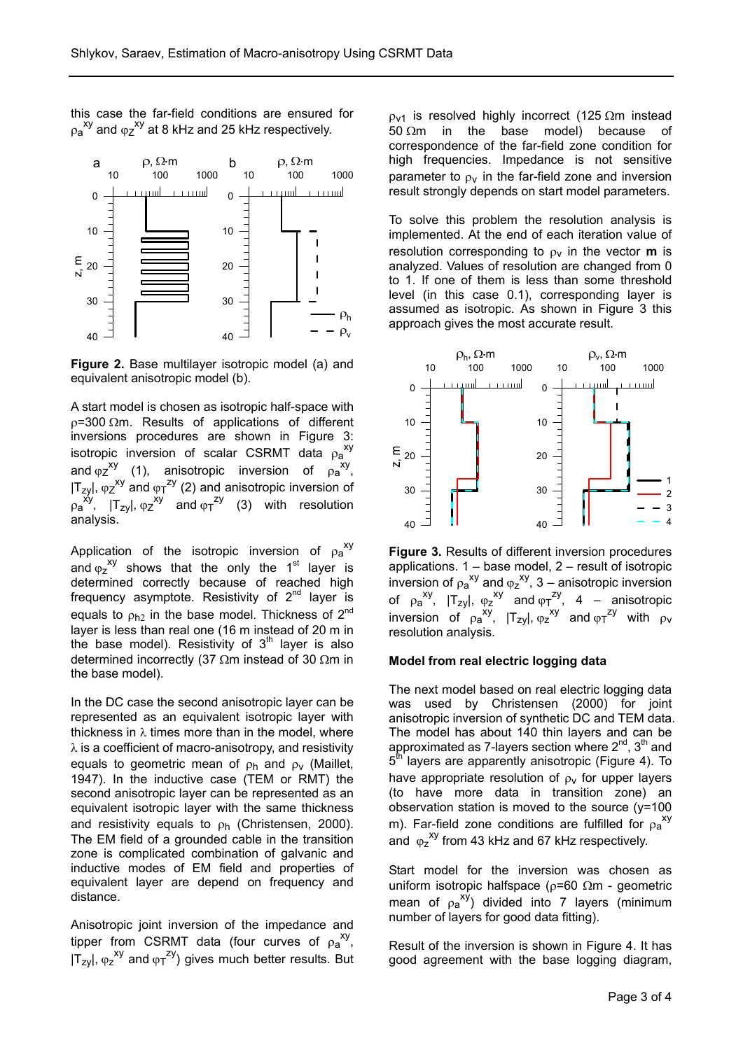this case the far-field conditions are ensured for $\rho_a^{xy}$ and $\varphi_Z^{xy}$ at 8 kHz and 25 kHz respectively.

**Figure 2.** Base multilayer isotropic model (a) and equivalent anisotropic model (b).

A start model is chosen as isotropic half-space with $\rho$=300 Ωm. Results of applications of different inversions procedures are shown in Figure 3: isotropic inversion of scalar CSRMT data $\rho_a^{xy}$ and $\varphi_Z^{xy}$ (1), anisotropic inversion of $\rho_a^{xy}$, $|T_{zy}|$, $\varphi_Z^{xy}$ and $\varphi_T^{zy}$ (2) and anisotropic inversion of $\rho_a^{xy}$, $|T_{zy}|$, $\varphi_Z^{xy}$ and $\varphi_T^{zy}$ (3) with resolution analysis.

Application of the isotropic inversion of $\rho_a^{xy}$ and $\varphi_z^{xy}$ shows that the only the 1st layer is determined correctly because of reached high frequency asymptote. Resistivity of 2nd layer is equals to $\rho_{h2}$ in the base model. Thickness of 2nd layer is less than real one (16 m instead of 20 m in the base model). Resistivity of 3th layer is also determined incorrectly (37 Ωm instead of 30 Ωm in the base model).

In the DC case the second anisotropic layer can be represented as an equivalent isotropic layer with thickness in $\lambda$ times more than in the model, where $\lambda$ is a coefficient of macro-anisotropy, and resistivity equals to geometric mean of $\rho_h$ and $\rho_v$ (Maillet, 1947). In the inductive case (TEM or RMT) the second anisotropic layer can be represented as an equivalent isotropic layer with the same thickness and resistivity equals to $\rho_h$ (Christensen, 2000). The EM field of a grounded cable in the transition zone is complicated combination of galvanic and inductive modes of EM field and properties of equivalent layer are depend on frequency and distance.

Anisotropic joint inversion of the impedance and tipper from CSRMT data (four curves of $\rho_a^{xy}$, $|T_{zy}|$, $\varphi_Z^{xy}$ and $\varphi_T^{zy}$) gives much better results. But $\rho_{v1}$ is resolved highly incorrect (125 Ωm instead 50 Ωm in the base model) because of correspondence of the far-field zone condition for high frequencies. Impedance is not sensitive parameter to $\rho_v$ in the far-field zone and inversion result strongly depends on start model parameters.

To solve this problem the resolution analysis is implemented. At the end of each iteration value of resolution corresponding to $\rho_v$ in the vector **m** is analyzed. Values of resolution are changed from 0 to 1. If one of them is less than some threshold level (in this case 0.1), corresponding layer is assumed as isotropic. As shown in Figure 3 this approach gives the most accurate result.

**Figure 3.** Results of different inversion procedures applications. 1 – base model, 2 – result of isotropic inversion of $\rho_a^{xy}$ and $\varphi_z^{xy}$, 3 – anisotropic inversion of $\rho_a^{xy}$, $|T_{zy}|$, $\varphi_z^{xy}$ and $\varphi_T^{zy}$, 4 – anisotropic inversion of $\rho_a^{xy}$, $|T_{zy}|$, $\varphi_z^{xy}$ and $\varphi_T^{zy}$ with $\rho_v$ resolution analysis.

### Model from real electric logging data

The next model based on real electric logging data was used by Christensen (2000) for joint anisotropic inversion of synthetic DC and TEM data. The model has about 140 thin layers and can be approximated as 7-layers section where 2nd, 3th and 5th layers are apparently anisotropic (Figure 4). To have appropriate resolution of $\rho_v$ for upper layers (to have more data in transition zone) an observation station is moved to the source (y=100 m). Far-field zone conditions are fulfilled for $\rho_a^{xy}$ and $\varphi_z^{xy}$ from 43 kHz and 67 kHz respectively.

Start model for the inversion was chosen as uniform isotropic halfspace ($\rho$=60 Ωm - geometric mean of $\rho_a^{xy}$) divided into 7 layers (minimum number of layers for good data fitting).

Result of the inversion is shown in Figure 4. It has good agreement with the base logging diagram,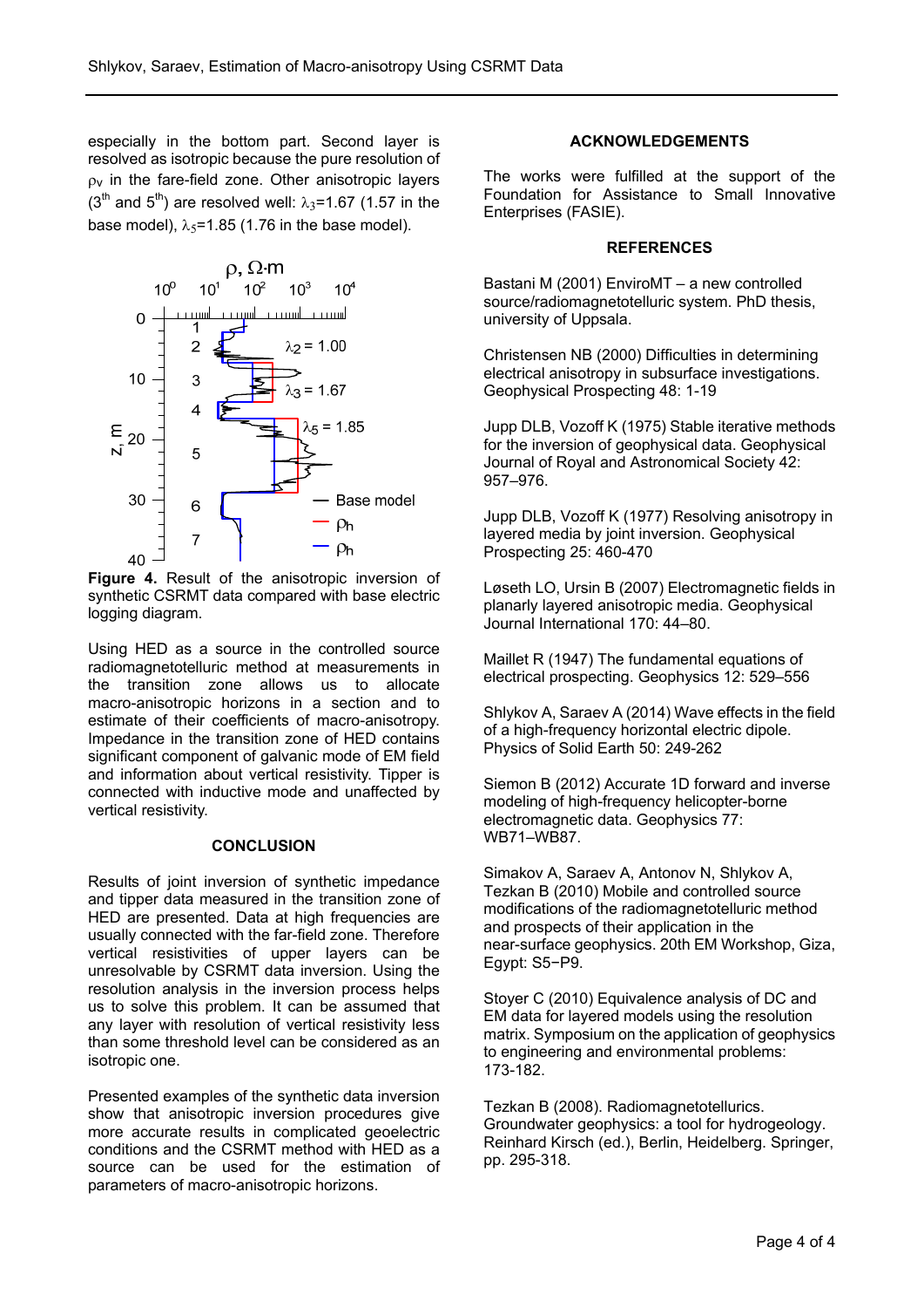especially in the bottom part. Second layer is resolved as isotropic because the pure resolution of $\rho_v$ in the fare-field zone. Other anisotropic layers ($3^{th}$ and $5^{th}$) are resolved well: $\lambda_3$=1.67 (1.57 in the base model), $\lambda_5$=1.85 (1.76 in the base model).

ρ, Ω·m

$10^0$ $10^1$ $10^2$ $10^3$ $10^4$

z, m

0
10
20
30
40

1
2
3
4
5
6
7

$\lambda_2$ = 1.00

$\lambda_3$ = 1.67

$\lambda_5$ = 1.85

Base model

$\rho_h$

$\rho_h$

**Figure 4.** Result of the anisotropic inversion of synthetic CSRMT data compared with base electric logging diagram.

Using HED as a source in the controlled source radiomagnetotelluric method at measurements in the transition zone allows us to allocate macro-anisotropic horizons in a section and to estimate of their coefficients of macro-anisotropy. Impedance in the transition zone of HED contains significant component of galvanic mode of EM field and information about vertical resistivity. Tipper is connected with inductive mode and unaffected by vertical resistivity.

## CONCLUSION

Results of joint inversion of synthetic impedance and tipper data measured in the transition zone of HED are presented. Data at high frequencies are usually connected with the far-field zone. Therefore vertical resistivities of upper layers can be unresolvable by CSRMT data inversion. Using the resolution analysis in the inversion process helps us to solve this problem. It can be assumed that any layer with resolution of vertical resistivity less than some threshold level can be considered as an isotropic one.

Presented examples of the synthetic data inversion show that anisotropic inversion procedures give more accurate results in complicated geoelectric conditions and the CSRMT method with HED as a source can be used for the estimation of parameters of macro-anisotropic horizons.

## ACKNOWLEDGEMENTS

The works were fulfilled at the support of the Foundation for Assistance to Small Innovative Enterprises (FASIE).

## REFERENCES

Bastani M (2001) EnviroMT – a new controlled source/radiomagnetotelluric system. PhD thesis, university of Uppsala.

Christensen NB (2000) Difficulties in determining electrical anisotropy in subsurface investigations. Geophysical Prospecting 48: 1-19

Jupp DLB, Vozoff K (1975) Stable iterative methods for the inversion of geophysical data. Geophysical Journal of Royal and Astronomical Society 42: 957–976.

Jupp DLB, Vozoff K (1977) Resolving anisotropy in layered media by joint inversion. Geophysical Prospecting 25: 460-470

Løseth LO, Ursin B (2007) Electromagnetic fields in planarly layered anisotropic media. Geophysical Journal International 170: 44–80.

Maillet R (1947) The fundamental equations of electrical prospecting. Geophysics 12: 529–556

Shlykov A, Saraev A (2014) Wave effects in the field of a high-frequency horizontal electric dipole. Physics of Solid Earth 50: 249-262

Siemon B (2012) Accurate 1D forward and inverse modeling of high-frequency helicopter-borne electromagnetic data. Geophysics 77: WB71–WB87.

Simakov A, Saraev A, Antonov N, Shlykov A, Tezkan B (2010) Mobile and controlled source modifications of the radiomagnetotelluric method and prospects of their application in the near-surface geophysics. 20th EM Workshop, Giza, Egypt: S5−P9.

Stoyer C (2010) Equivalence analysis of DC and EM data for layered models using the resolution matrix. Symposium on the application of geophysics to engineering and environmental problems: 173-182.

Tezkan B (2008). Radiomagnetotellurics. Groundwater geophysics: a tool for hydrogeology. Reinhard Kirsch (ed.), Berlin, Heidelberg. Springer, pp. 295-318.